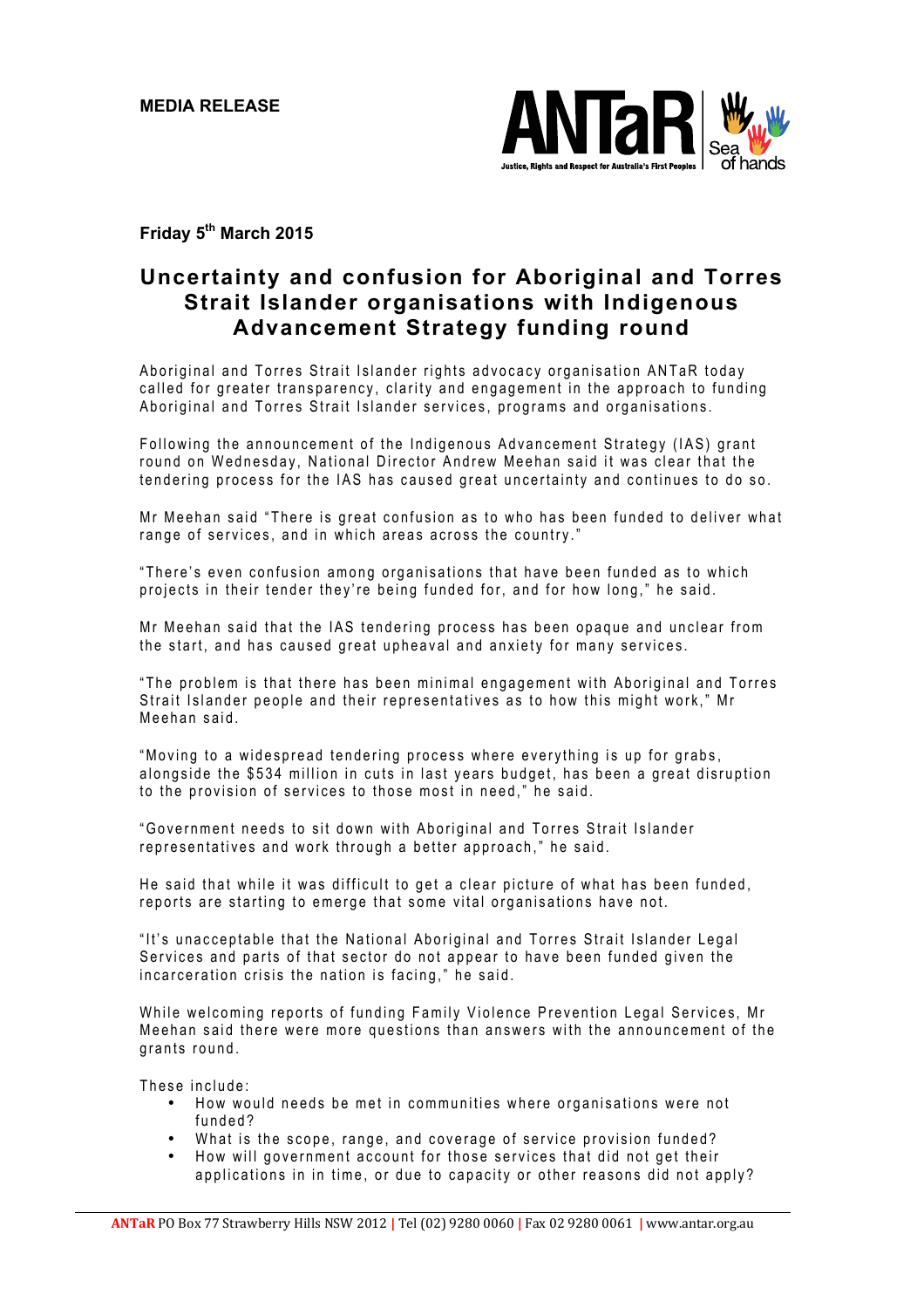**MEDIA RELEASE**

**Friday 5th March 2015**

# Uncertainty and confusion for Aboriginal and Torres Strait Islander organisations with Indigenous Advancement Strategy funding round

Aboriginal and Torres Strait Islander rights advocacy organisation ANTaR today called for greater transparency, clarity and engagement in the approach to funding Aboriginal and Torres Strait Islander services, programs and organisations.

Following the announcement of the Indigenous Advancement Strategy (IAS) grant round on Wednesday, National Director Andrew Meehan said it was clear that the tendering process for the IAS has caused great uncertainty and continues to do so.

Mr Meehan said "There is great confusion as to who has been funded to deliver what range of services, and in which areas across the country."

"There's even confusion among organisations that have been funded as to which projects in their tender they're being funded for, and for how long," he said.

Mr Meehan said that the IAS tendering process has been opaque and unclear from the start, and has caused great upheaval and anxiety for many services.

"The problem is that there has been minimal engagement with Aboriginal and Torres Strait Islander people and their representatives as to how this might work," Mr Meehan said.

"Moving to a widespread tendering process where everything is up for grabs, alongside the $534 million in cuts in last years budget, has been a great disruption to the provision of services to those most in need," he said.

"Government needs to sit down with Aboriginal and Torres Strait Islander representatives and work through a better approach," he said.

He said that while it was difficult to get a clear picture of what has been funded, reports are starting to emerge that some vital organisations have not.

"It's unacceptable that the National Aboriginal and Torres Strait Islander Legal Services and parts of that sector do not appear to have been funded given the incarceration crisis the nation is facing," he said.

While welcoming reports of funding Family Violence Prevention Legal Services, Mr Meehan said there were more questions than answers with the announcement of the grants round.

These include:

- How would needs be met in communities where organisations were not funded?
- What is the scope, range, and coverage of service provision funded?
- How will government account for those services that did not get their applications in in time, or due to capacity or other reasons did not apply?

**ANTaR** PO Box 77 Strawberry Hills NSW 2012 | Tel (02) 9280 0060 | Fax 02 9280 0061 | www.antar.org.au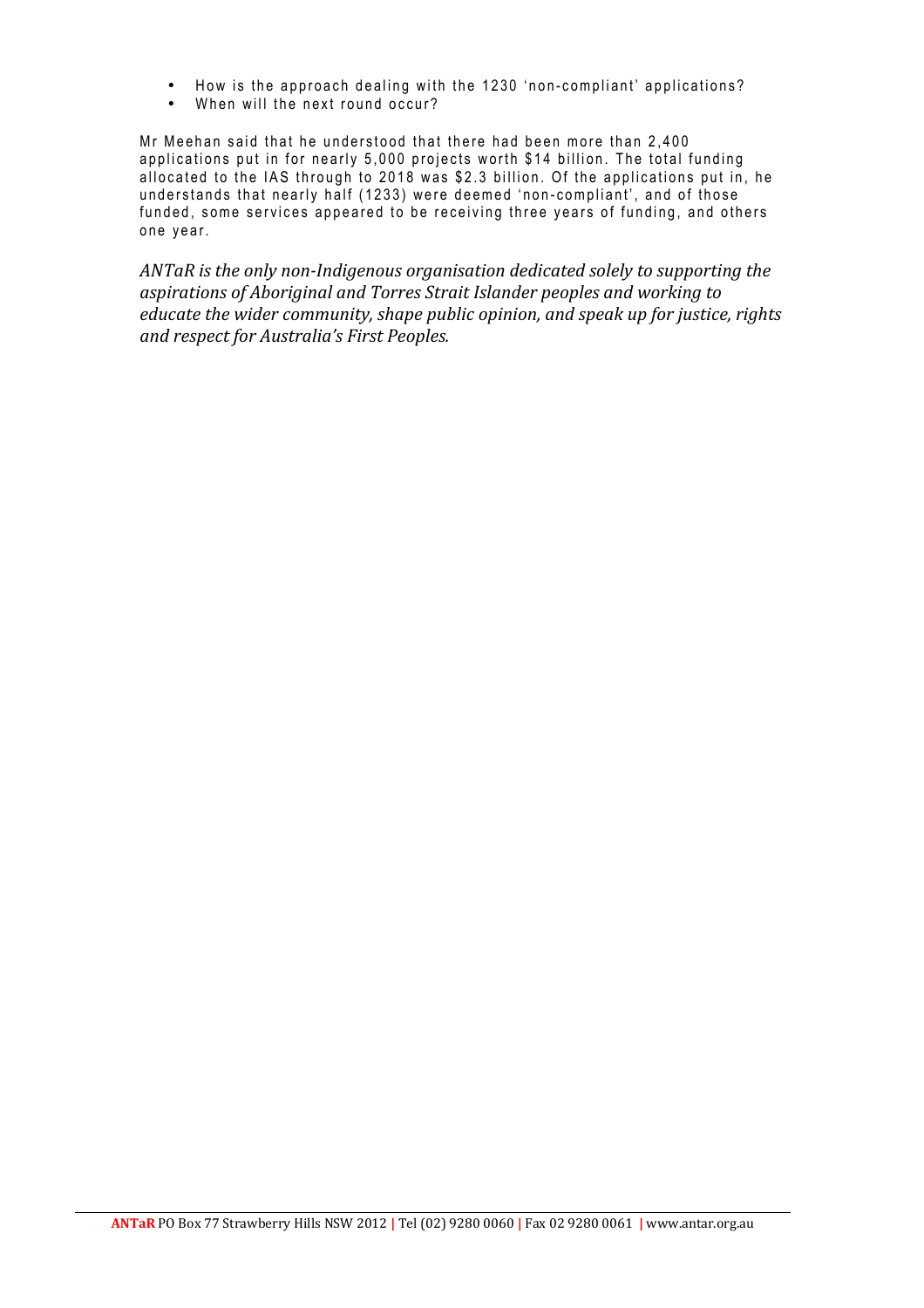- How is the approach dealing with the 1230 'non-compliant' applications?
- When will the next round occur?

Mr Meehan said that he understood that there had been more than 2,400 applications put in for nearly 5,000 projects worth $14 billion. The total funding allocated to the IAS through to 2018 was $2.3 billion. Of the applications put in, he understands that nearly half (1233) were deemed 'non-compliant', and of those funded, some services appeared to be receiving three years of funding, and others one year.

*ANTaR is the only non-Indigenous organisation dedicated solely to supporting the aspirations of Aboriginal and Torres Strait Islander peoples and working to educate the wider community, shape public opinion, and speak up for justice, rights and respect for Australia's First Peoples.*